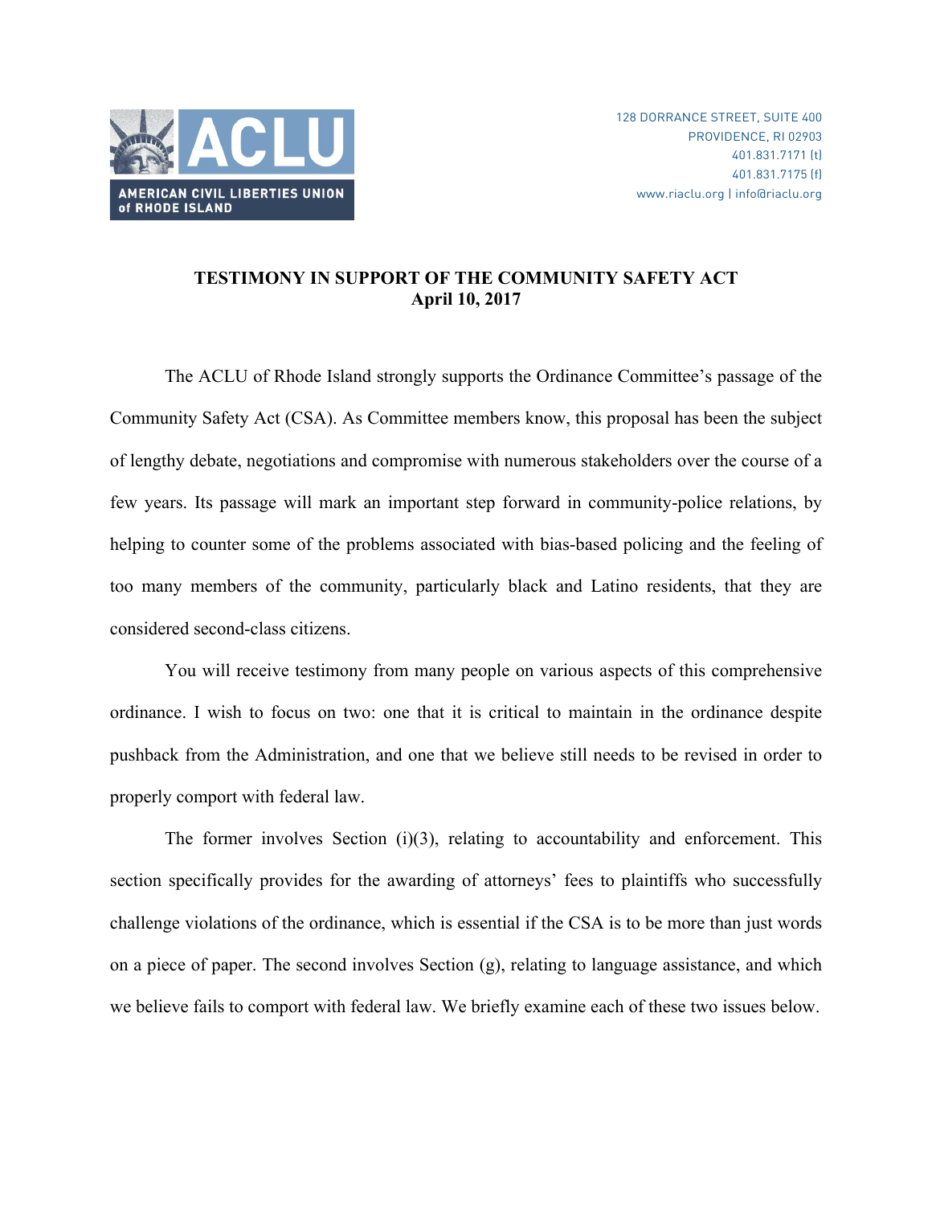AMERICAN CIVIL LIBERTIES UNION of RHODE ISLAND

128 DORRANCE STREET, SUITE 400
PROVIDENCE, RI 02903
401.831.7171 (t)
401.831.7175 (f)
www.riaclu.org | info@riaclu.org

**TESTIMONY IN SUPPORT OF THE COMMUNITY SAFETY ACT**
**April 10, 2017**

The ACLU of Rhode Island strongly supports the Ordinance Committee's passage of the Community Safety Act (CSA). As Committee members know, this proposal has been the subject of lengthy debate, negotiations and compromise with numerous stakeholders over the course of a few years. Its passage will mark an important step forward in community-police relations, by helping to counter some of the problems associated with bias-based policing and the feeling of too many members of the community, particularly black and Latino residents, that they are considered second-class citizens.

You will receive testimony from many people on various aspects of this comprehensive ordinance. I wish to focus on two: one that it is critical to maintain in the ordinance despite pushback from the Administration, and one that we believe still needs to be revised in order to properly comport with federal law.

The former involves Section (i)(3), relating to accountability and enforcement. This section specifically provides for the awarding of attorneys' fees to plaintiffs who successfully challenge violations of the ordinance, which is essential if the CSA is to be more than just words on a piece of paper. The second involves Section (g), relating to language assistance, and which we believe fails to comport with federal law. We briefly examine each of these two issues below.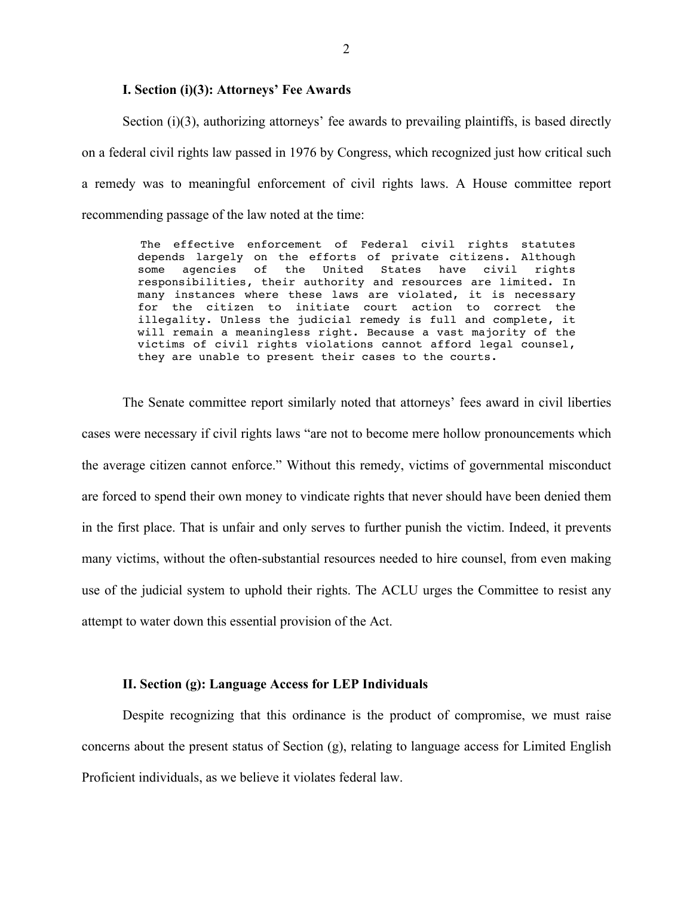### I. Section (i)(3): Attorneys' Fee Awards

Section (i)(3), authorizing attorneys' fee awards to prevailing plaintiffs, is based directly on a federal civil rights law passed in 1976 by Congress, which recognized just how critical such a remedy was to meaningful enforcement of civil rights laws. A House committee report recommending passage of the law noted at the time:

> The effective enforcement of Federal civil rights statutes depends largely on the efforts of private citizens. Although some agencies of the United States have civil rights responsibilities, their authority and resources are limited. In many instances where these laws are violated, it is necessary for the citizen to initiate court action to correct the illegality. Unless the judicial remedy is full and complete, it will remain a meaningless right. Because a vast majority of the victims of civil rights violations cannot afford legal counsel, they are unable to present their cases to the courts.

The Senate committee report similarly noted that attorneys' fees award in civil liberties cases were necessary if civil rights laws "are not to become mere hollow pronouncements which the average citizen cannot enforce." Without this remedy, victims of governmental misconduct are forced to spend their own money to vindicate rights that never should have been denied them in the first place. That is unfair and only serves to further punish the victim. Indeed, it prevents many victims, without the often-substantial resources needed to hire counsel, from even making use of the judicial system to uphold their rights. The ACLU urges the Committee to resist any attempt to water down this essential provision of the Act.

### II. Section (g): Language Access for LEP Individuals

Despite recognizing that this ordinance is the product of compromise, we must raise concerns about the present status of Section (g), relating to language access for Limited English Proficient individuals, as we believe it violates federal law.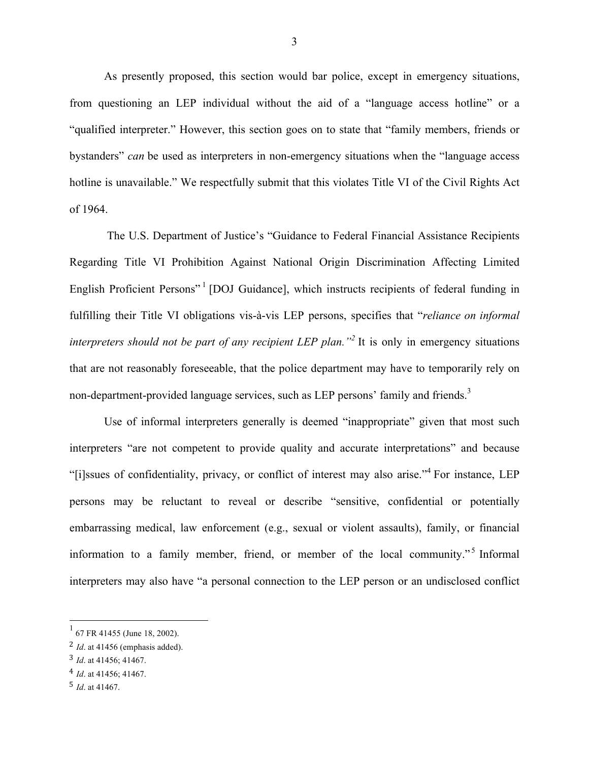As presently proposed, this section would bar police, except in emergency situations, from questioning an LEP individual without the aid of a "language access hotline" or a "qualified interpreter." However, this section goes on to state that "family members, friends or bystanders" *can* be used as interpreters in non-emergency situations when the "language access hotline is unavailable." We respectfully submit that this violates Title VI of the Civil Rights Act of 1964.

The U.S. Department of Justice's "Guidance to Federal Financial Assistance Recipients Regarding Title VI Prohibition Against National Origin Discrimination Affecting Limited English Proficient Persons"[1] [DOJ Guidance], which instructs recipients of federal funding in fulfilling their Title VI obligations vis-à-vis LEP persons, specifies that "*reliance on informal interpreters should not be part of any recipient LEP plan."*[2] It is only in emergency situations that are not reasonably foreseeable, that the police department may have to temporarily rely on non-department-provided language services, such as LEP persons' family and friends.[3]

Use of informal interpreters generally is deemed "inappropriate" given that most such interpreters "are not competent to provide quality and accurate interpretations" and because "[i]ssues of confidentiality, privacy, or conflict of interest may also arise."[4] For instance, LEP persons may be reluctant to reveal or describe "sensitive, confidential or potentially embarrassing medical, law enforcement (e.g., sexual or violent assaults), family, or financial information to a family member, friend, or member of the local community."[5] Informal interpreters may also have "a personal connection to the LEP person or an undisclosed conflict

---

[1] 67 FR 41455 (June 18, 2002).

[2] *Id*. at 41456 (emphasis added).

[3] *Id*. at 41456; 41467.

[4] *Id*. at 41456; 41467.

[5] *Id*. at 41467.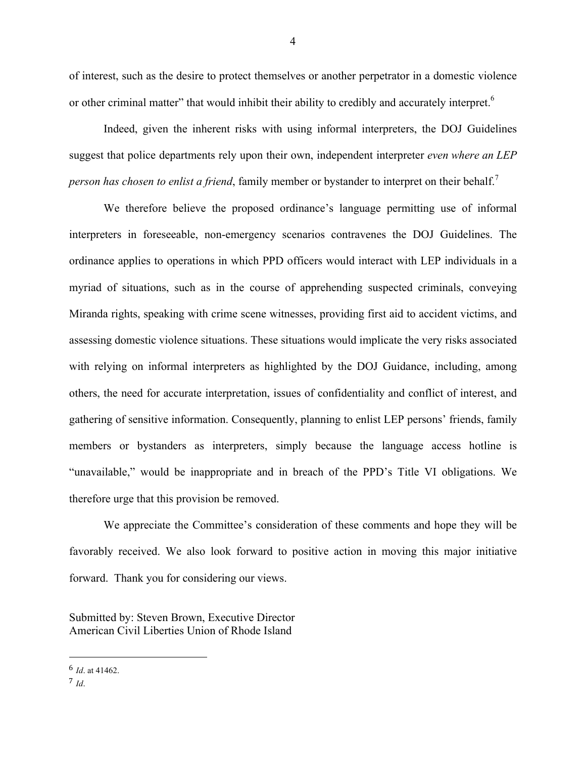of interest, such as the desire to protect themselves or another perpetrator in a domestic violence or other criminal matter" that would inhibit their ability to credibly and accurately interpret.[6]

Indeed, given the inherent risks with using informal interpreters, the DOJ Guidelines suggest that police departments rely upon their own, independent interpreter *even where an LEP person has chosen to enlist a friend*, family member or bystander to interpret on their behalf.[7]

We therefore believe the proposed ordinance's language permitting use of informal interpreters in foreseeable, non-emergency scenarios contravenes the DOJ Guidelines. The ordinance applies to operations in which PPD officers would interact with LEP individuals in a myriad of situations, such as in the course of apprehending suspected criminals, conveying Miranda rights, speaking with crime scene witnesses, providing first aid to accident victims, and assessing domestic violence situations. These situations would implicate the very risks associated with relying on informal interpreters as highlighted by the DOJ Guidance, including, among others, the need for accurate interpretation, issues of confidentiality and conflict of interest, and gathering of sensitive information. Consequently, planning to enlist LEP persons' friends, family members or bystanders as interpreters, simply because the language access hotline is "unavailable," would be inappropriate and in breach of the PPD's Title VI obligations. We therefore urge that this provision be removed.

We appreciate the Committee's consideration of these comments and hope they will be favorably received. We also look forward to positive action in moving this major initiative forward. Thank you for considering our views.

Submitted by: Steven Brown, Executive Director
American Civil Liberties Union of Rhode Island

---

6 *Id*. at 41462.

7 *Id*.